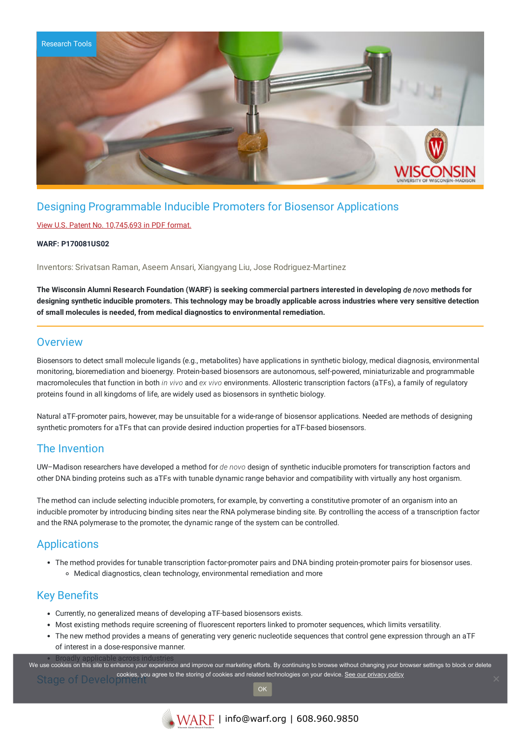Research Tools

# Designing Programmable Inducible Promoters for Biosensor Applications

View U.S. Patent No. 10,745,693 in PDF format.

**WARF: P170081US02**

Inventors: Srivatsan Raman, Aseem Ansari, Xiangyang Liu, Jose Rodriguez-Martinez

**The Wisconsin Alumni Research Foundation (WARF) is seeking commercial partners interested in developing *de novo* methods for designing synthetic inducible promoters. This technology may be broadly applicable across industries where very sensitive detection of small molecules is needed, from medical diagnostics to environmental remediation.**

## Overview

Biosensors to detect small molecule ligands (e.g., metabolites) have applications in synthetic biology, medical diagnosis, environmental monitoring, bioremediation and bioenergy. Protein-based biosensors are autonomous, self-powered, miniaturizable and programmable macromolecules that function in both *in vivo* and *ex vivo* environments. Allosteric transcription factors (aTFs), a family of regulatory proteins found in all kingdoms of life, are widely used as biosensors in synthetic biology.

Natural aTF-promoter pairs, however, may be unsuitable for a wide-range of biosensor applications. Needed are methods of designing synthetic promoters for aTFs that can provide desired induction properties for aTF-based biosensors.

## The Invention

UW–Madison researchers have developed a method for *de novo* design of synthetic inducible promoters for transcription factors and other DNA binding proteins such as aTFs with tunable dynamic range behavior and compatibility with virtually any host organism.

The method can include selecting inducible promoters, for example, by converting a constitutive promoter of an organism into an inducible promoter by introducing binding sites near the RNA polymerase binding site. By controlling the access of a transcription factor and the RNA polymerase to the promoter, the dynamic range of the system can be controlled.

## Applications

- The method provides for tunable transcription factor-promoter pairs and DNA binding protein-promoter pairs for biosensor uses.
  - Medical diagnostics, clean technology, environmental remediation and more

## Key Benefits

- Currently, no generalized means of developing aTF-based biosensors exists.
- Most existing methods require screening of fluorescent reporters linked to promoter sequences, which limits versatility.
- The new method provides a means of generating very generic nucleotide sequences that control gene expression through an aTF of interest in a dose-responsive manner.
- Broadly applicable across industries

## Stage of Development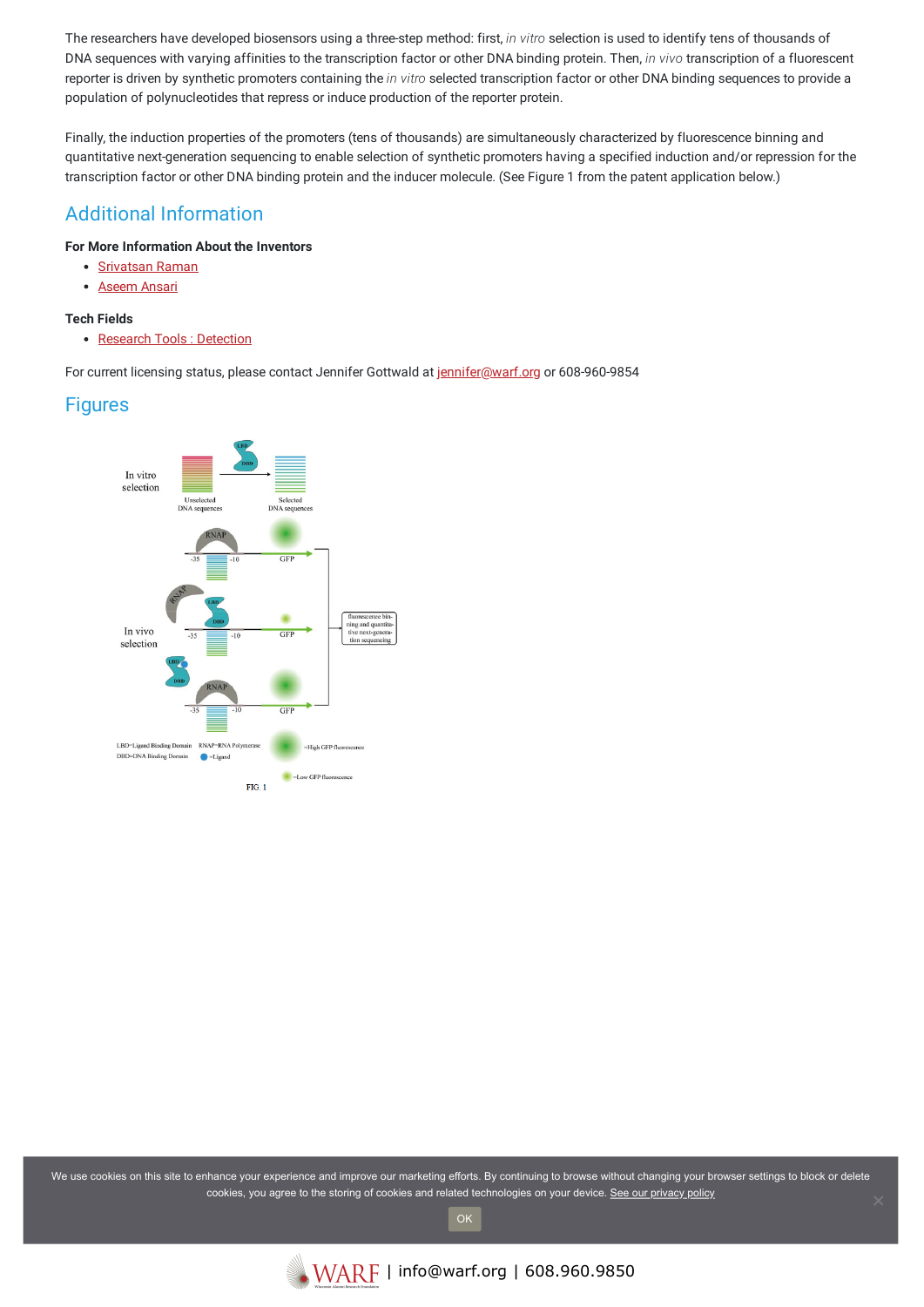The researchers have developed biosensors using a three-step method: first, *in vitro* selection is used to identify tens of thousands of DNA sequences with varying affinities to the transcription factor or other DNA binding protein. Then, *in vivo* transcription of a fluorescent reporter is driven by synthetic promoters containing the *in vitro* selected transcription factor or other DNA binding sequences to provide a population of polynucleotides that repress or induce production of the reporter protein.

Finally, the induction properties of the promoters (tens of thousands) are simultaneously characterized by fluorescence binning and quantitative next-generation sequencing to enable selection of synthetic promoters having a specified induction and/or repression for the transcription factor or other DNA binding protein and the inducer molecule. (See Figure 1 from the patent application below.)

## Additional Information

**For More Information About the Inventors**

- Srivatsan Raman
- Aseem Ansari

**Tech Fields**

- Research Tools : Detection

For current licensing status, please contact Jennifer Gottwald at jennifer@warf.org or 608-960-9854

## Figures

In vitro selection

Unselected DNA sequences

LBD

DBD

Selected DNA sequences

RNAP

-35

-10

GFP

In vivo selection

fluorescence binning and quantitative next-generation sequencing

LBD=Ligand Binding Domain

DBD=DNA Binding Domain

RNAP=RNA Polymerase

=Ligand

=High GFP fluorescence

=Low GFP fluorescence

FIG. 1